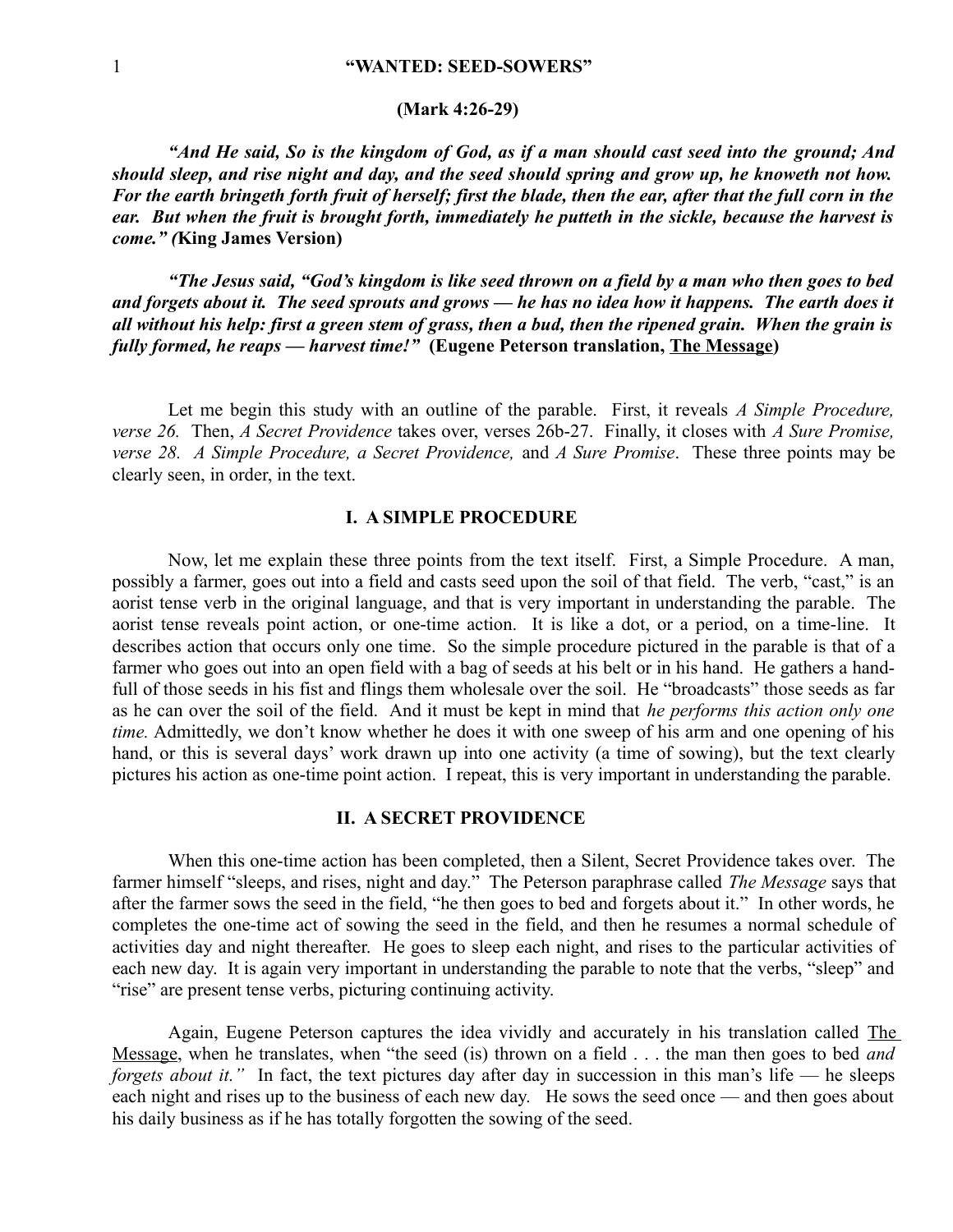# "WANTED: SEED-SOWERS"

**(Mark 4:26-29)**

***"And He said, So is the kingdom of God, as if a man should cast seed into the ground; And should sleep, and rise night and day, and the seed should spring and grow up, he knoweth not how. For the earth bringeth forth fruit of herself; first the blade, then the ear, after that the full corn in the ear. But when the fruit is brought forth, immediately he putteth in the sickle, because the harvest is come." (*King James Version)**

***"The Jesus said, "God's kingdom is like seed thrown on a field by a man who then goes to bed and forgets about it. The seed sprouts and grows — he has no idea how it happens. The earth does it all without his help: first a green stem of grass, then a bud, then the ripened grain. When the grain is fully formed, he reaps — harvest time!"* (Eugene Peterson translation, <u>The Message</u>)**

Let me begin this study with an outline of the parable. First, it reveals *A Simple Procedure, verse 26.* Then, *A Secret Providence* takes over, verses 26b-27. Finally, it closes with *A Sure Promise, verse 28. A Simple Procedure, a Secret Providence,* and *A Sure Promise*. These three points may be clearly seen, in order, in the text.

## I. A SIMPLE PROCEDURE

Now, let me explain these three points from the text itself. First, a Simple Procedure. A man, possibly a farmer, goes out into a field and casts seed upon the soil of that field. The verb, "cast," is an aorist tense verb in the original language, and that is very important in understanding the parable. The aorist tense reveals point action, or one-time action. It is like a dot, or a period, on a time-line. It describes action that occurs only one time. So the simple procedure pictured in the parable is that of a farmer who goes out into an open field with a bag of seeds at his belt or in his hand. He gathers a hand-full of those seeds in his fist and flings them wholesale over the soil. He "broadcasts" those seeds as far as he can over the soil of the field. And it must be kept in mind that *he performs this action only one time.* Admittedly, we don't know whether he does it with one sweep of his arm and one opening of his hand, or this is several days' work drawn up into one activity (a time of sowing), but the text clearly pictures his action as one-time point action. I repeat, this is very important in understanding the parable.

## II. A SECRET PROVIDENCE

When this one-time action has been completed, then a Silent, Secret Providence takes over. The farmer himself "sleeps, and rises, night and day." The Peterson paraphrase called *The Message* says that after the farmer sows the seed in the field, "he then goes to bed and forgets about it." In other words, he completes the one-time act of sowing the seed in the field, and then he resumes a normal schedule of activities day and night thereafter. He goes to sleep each night, and rises to the particular activities of each new day. It is again very important in understanding the parable to note that the verbs, "sleep" and "rise" are present tense verbs, picturing continuing activity.

Again, Eugene Peterson captures the idea vividly and accurately in his translation called <u>The Message</u>, when he translates, when "the seed (is) thrown on a field . . . the man then goes to bed *and forgets about it."* In fact, the text pictures day after day in succession in this man's life — he sleeps each night and rises up to the business of each new day. He sows the seed once — and then goes about his daily business as if he has totally forgotten the sowing of the seed.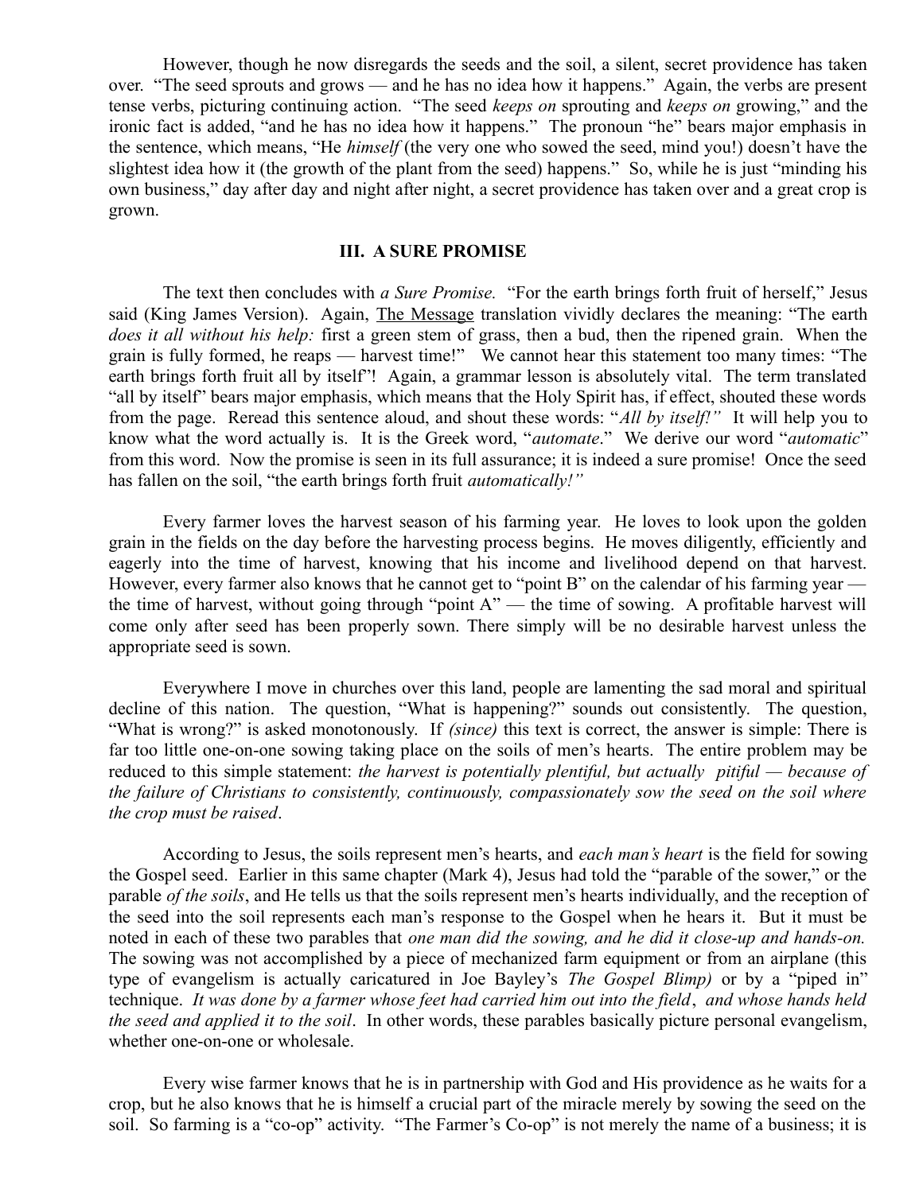However, though he now disregards the seeds and the soil, a silent, secret providence has taken over. "The seed sprouts and grows — and he has no idea how it happens." Again, the verbs are present tense verbs, picturing continuing action. "The seed *keeps on* sprouting and *keeps on* growing," and the ironic fact is added, "and he has no idea how it happens." The pronoun "he" bears major emphasis in the sentence, which means, "He *himself* (the very one who sowed the seed, mind you!) doesn't have the slightest idea how it (the growth of the plant from the seed) happens." So, while he is just "minding his own business," day after day and night after night, a secret providence has taken over and a great crop is grown.

## III. A SURE PROMISE

The text then concludes with *a Sure Promise.* "For the earth brings forth fruit of herself," Jesus said (King James Version). Again, The Message translation vividly declares the meaning: "The earth *does it all without his help:* first a green stem of grass, then a bud, then the ripened grain. When the grain is fully formed, he reaps — harvest time!" We cannot hear this statement too many times: "The earth brings forth fruit all by itself"! Again, a grammar lesson is absolutely vital. The term translated "all by itself" bears major emphasis, which means that the Holy Spirit has, if effect, shouted these words from the page. Reread this sentence aloud, and shout these words: "*All by itself!*" It will help you to know what the word actually is. It is the Greek word, "*automate*." We derive our word "*automatic*" from this word. Now the promise is seen in its full assurance; it is indeed a sure promise! Once the seed has fallen on the soil, "the earth brings forth fruit *automatically!*"

Every farmer loves the harvest season of his farming year. He loves to look upon the golden grain in the fields on the day before the harvesting process begins. He moves diligently, efficiently and eagerly into the time of harvest, knowing that his income and livelihood depend on that harvest. However, every farmer also knows that he cannot get to "point B" on the calendar of his farming year — the time of harvest, without going through "point A" — the time of sowing. A profitable harvest will come only after seed has been properly sown. There simply will be no desirable harvest unless the appropriate seed is sown.

Everywhere I move in churches over this land, people are lamenting the sad moral and spiritual decline of this nation. The question, "What is happening?" sounds out consistently. The question, "What is wrong?" is asked monotonously. If *(since)* this text is correct, the answer is simple: There is far too little one-on-one sowing taking place on the soils of men's hearts. The entire problem may be reduced to this simple statement: *the harvest is potentially plentiful, but actually pitiful — because of the failure of Christians to consistently, continuously, compassionately sow the seed on the soil where the crop must be raised*.

According to Jesus, the soils represent men's hearts, and *each man's heart* is the field for sowing the Gospel seed. Earlier in this same chapter (Mark 4), Jesus had told the "parable of the sower," or the parable *of the soils*, and He tells us that the soils represent men's hearts individually, and the reception of the seed into the soil represents each man's response to the Gospel when he hears it. But it must be noted in each of these two parables that *one man did the sowing, and he did it close-up and hands-on.* The sowing was not accomplished by a piece of mechanized farm equipment or from an airplane (this type of evangelism is actually caricatured in Joe Bayley's *The Gospel Blimp)* or by a "piped in" technique. *It was done by a farmer whose feet had carried him out into the field*, *and whose hands held the seed and applied it to the soil*. In other words, these parables basically picture personal evangelism, whether one-on-one or wholesale.

Every wise farmer knows that he is in partnership with God and His providence as he waits for a crop, but he also knows that he is himself a crucial part of the miracle merely by sowing the seed on the soil. So farming is a "co-op" activity. "The Farmer's Co-op" is not merely the name of a business; it is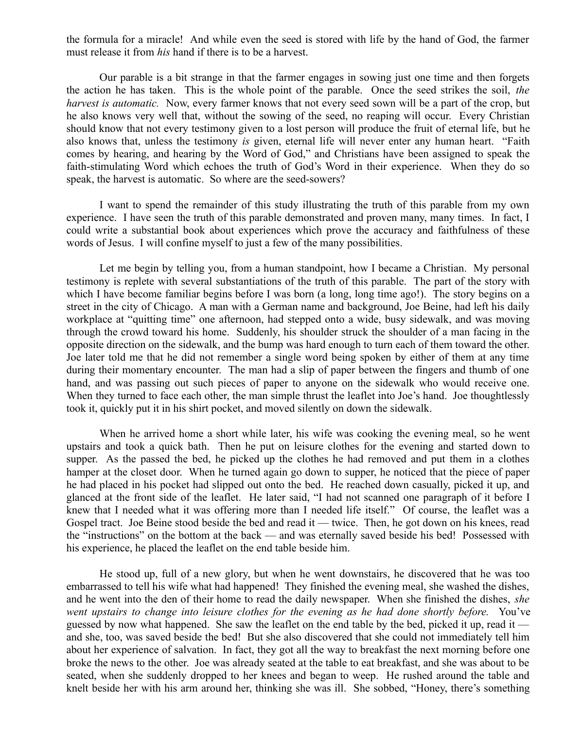the formula for a miracle! And while even the seed is stored with life by the hand of God, the farmer must release it from *his* hand if there is to be a harvest.

Our parable is a bit strange in that the farmer engages in sowing just one time and then forgets the action he has taken. This is the whole point of the parable. Once the seed strikes the soil, *the harvest is automatic.* Now, every farmer knows that not every seed sown will be a part of the crop, but he also knows very well that, without the sowing of the seed, no reaping will occur. Every Christian should know that not every testimony given to a lost person will produce the fruit of eternal life, but he also knows that, unless the testimony *is* given, eternal life will never enter any human heart. "Faith comes by hearing, and hearing by the Word of God," and Christians have been assigned to speak the faith-stimulating Word which echoes the truth of God's Word in their experience. When they do so speak, the harvest is automatic. So where are the seed-sowers?

I want to spend the remainder of this study illustrating the truth of this parable from my own experience. I have seen the truth of this parable demonstrated and proven many, many times. In fact, I could write a substantial book about experiences which prove the accuracy and faithfulness of these words of Jesus. I will confine myself to just a few of the many possibilities.

Let me begin by telling you, from a human standpoint, how I became a Christian. My personal testimony is replete with several substantiations of the truth of this parable. The part of the story with which I have become familiar begins before I was born (a long, long time ago!). The story begins on a street in the city of Chicago. A man with a German name and background, Joe Beine, had left his daily workplace at "quitting time" one afternoon, had stepped onto a wide, busy sidewalk, and was moving through the crowd toward his home. Suddenly, his shoulder struck the shoulder of a man facing in the opposite direction on the sidewalk, and the bump was hard enough to turn each of them toward the other. Joe later told me that he did not remember a single word being spoken by either of them at any time during their momentary encounter. The man had a slip of paper between the fingers and thumb of one hand, and was passing out such pieces of paper to anyone on the sidewalk who would receive one. When they turned to face each other, the man simple thrust the leaflet into Joe's hand. Joe thoughtlessly took it, quickly put it in his shirt pocket, and moved silently on down the sidewalk.

When he arrived home a short while later, his wife was cooking the evening meal, so he went upstairs and took a quick bath. Then he put on leisure clothes for the evening and started down to supper. As the passed the bed, he picked up the clothes he had removed and put them in a clothes hamper at the closet door. When he turned again go down to supper, he noticed that the piece of paper he had placed in his pocket had slipped out onto the bed. He reached down casually, picked it up, and glanced at the front side of the leaflet. He later said, "I had not scanned one paragraph of it before I knew that I needed what it was offering more than I needed life itself." Of course, the leaflet was a Gospel tract. Joe Beine stood beside the bed and read it — twice. Then, he got down on his knees, read the "instructions" on the bottom at the back — and was eternally saved beside his bed! Possessed with his experience, he placed the leaflet on the end table beside him.

He stood up, full of a new glory, but when he went downstairs, he discovered that he was too embarrassed to tell his wife what had happened! They finished the evening meal, she washed the dishes, and he went into the den of their home to read the daily newspaper. When she finished the dishes, *she went upstairs to change into leisure clothes for the evening as he had done shortly before.* You've guessed by now what happened. She saw the leaflet on the end table by the bed, picked it up, read it — and she, too, was saved beside the bed! But she also discovered that she could not immediately tell him about her experience of salvation. In fact, they got all the way to breakfast the next morning before one broke the news to the other. Joe was already seated at the table to eat breakfast, and she was about to be seated, when she suddenly dropped to her knees and began to weep. He rushed around the table and knelt beside her with his arm around her, thinking she was ill. She sobbed, "Honey, there's something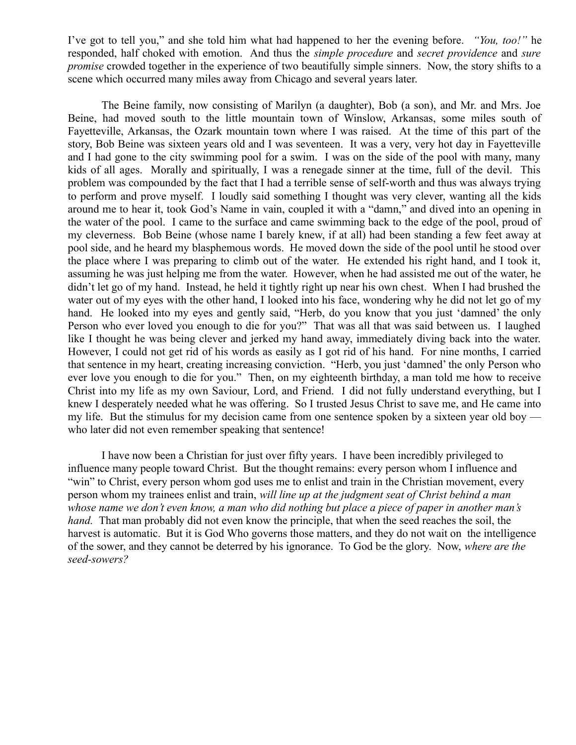I've got to tell you," and she told him what had happened to her the evening before. *"You, too!"* he responded, half choked with emotion. And thus the *simple procedure* and *secret providence* and *sure promise* crowded together in the experience of two beautifully simple sinners. Now, the story shifts to a scene which occurred many miles away from Chicago and several years later.

The Beine family, now consisting of Marilyn (a daughter), Bob (a son), and Mr. and Mrs. Joe Beine, had moved south to the little mountain town of Winslow, Arkansas, some miles south of Fayetteville, Arkansas, the Ozark mountain town where I was raised. At the time of this part of the story, Bob Beine was sixteen years old and I was seventeen. It was a very, very hot day in Fayetteville and I had gone to the city swimming pool for a swim. I was on the side of the pool with many, many kids of all ages. Morally and spiritually, I was a renegade sinner at the time, full of the devil. This problem was compounded by the fact that I had a terrible sense of self-worth and thus was always trying to perform and prove myself. I loudly said something I thought was very clever, wanting all the kids around me to hear it, took God's Name in vain, coupled it with a "damn," and dived into an opening in the water of the pool. I came to the surface and came swimming back to the edge of the pool, proud of my cleverness. Bob Beine (whose name I barely knew, if at all) had been standing a few feet away at pool side, and he heard my blasphemous words. He moved down the side of the pool until he stood over the place where I was preparing to climb out of the water. He extended his right hand, and I took it, assuming he was just helping me from the water. However, when he had assisted me out of the water, he didn't let go of my hand. Instead, he held it tightly right up near his own chest. When I had brushed the water out of my eyes with the other hand, I looked into his face, wondering why he did not let go of my hand. He looked into my eyes and gently said, "Herb, do you know that you just 'damned' the only Person who ever loved you enough to die for you?" That was all that was said between us. I laughed like I thought he was being clever and jerked my hand away, immediately diving back into the water. However, I could not get rid of his words as easily as I got rid of his hand. For nine months, I carried that sentence in my heart, creating increasing conviction. "Herb, you just 'damned' the only Person who ever love you enough to die for you." Then, on my eighteenth birthday, a man told me how to receive Christ into my life as my own Saviour, Lord, and Friend. I did not fully understand everything, but I knew I desperately needed what he was offering. So I trusted Jesus Christ to save me, and He came into my life. But the stimulus for my decision came from one sentence spoken by a sixteen year old boy — who later did not even remember speaking that sentence!

I have now been a Christian for just over fifty years. I have been incredibly privileged to influence many people toward Christ. But the thought remains: every person whom I influence and "win" to Christ, every person whom god uses me to enlist and train in the Christian movement, every person whom my trainees enlist and train, *will line up at the judgment seat of Christ behind a man whose name we don't even know, a man who did nothing but place a piece of paper in another man's hand.* That man probably did not even know the principle, that when the seed reaches the soil, the harvest is automatic. But it is God Who governs those matters, and they do not wait on the intelligence of the sower, and they cannot be deterred by his ignorance. To God be the glory. Now, *where are the seed-sowers?*